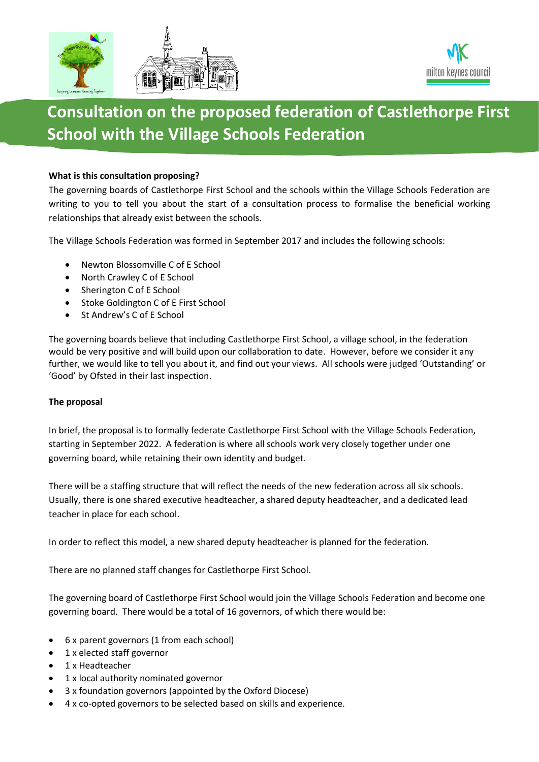# Consultation on the proposed federation of Castlethorpe First School with the Village Schools Federation

**What is this consultation proposing?**

The governing boards of Castlethorpe First School and the schools within the Village Schools Federation are writing to you to tell you about the start of a consultation process to formalise the beneficial working relationships that already exist between the schools.

The Village Schools Federation was formed in September 2017 and includes the following schools:

- Newton Blossomville C of E School
- North Crawley C of E School
- Sherington C of E School
- Stoke Goldington C of E First School
- St Andrew's C of E School

The governing boards believe that including Castlethorpe First School, a village school, in the federation would be very positive and will build upon our collaboration to date. However, before we consider it any further, we would like to tell you about it, and find out your views. All schools were judged 'Outstanding' or 'Good' by Ofsted in their last inspection.

**The proposal**

In brief, the proposal is to formally federate Castlethorpe First School with the Village Schools Federation, starting in September 2022. A federation is where all schools work very closely together under one governing board, while retaining their own identity and budget.

There will be a staffing structure that will reflect the needs of the new federation across all six schools. Usually, there is one shared executive headteacher, a shared deputy headteacher, and a dedicated lead teacher in place for each school.

In order to reflect this model, a new shared deputy headteacher is planned for the federation.

There are no planned staff changes for Castlethorpe First School.

The governing board of Castlethorpe First School would join the Village Schools Federation and become one governing board. There would be a total of 16 governors, of which there would be:

- 6 x parent governors (1 from each school)
- 1 x elected staff governor
- 1 x Headteacher
- 1 x local authority nominated governor
- 3 x foundation governors (appointed by the Oxford Diocese)
- 4 x co-opted governors to be selected based on skills and experience.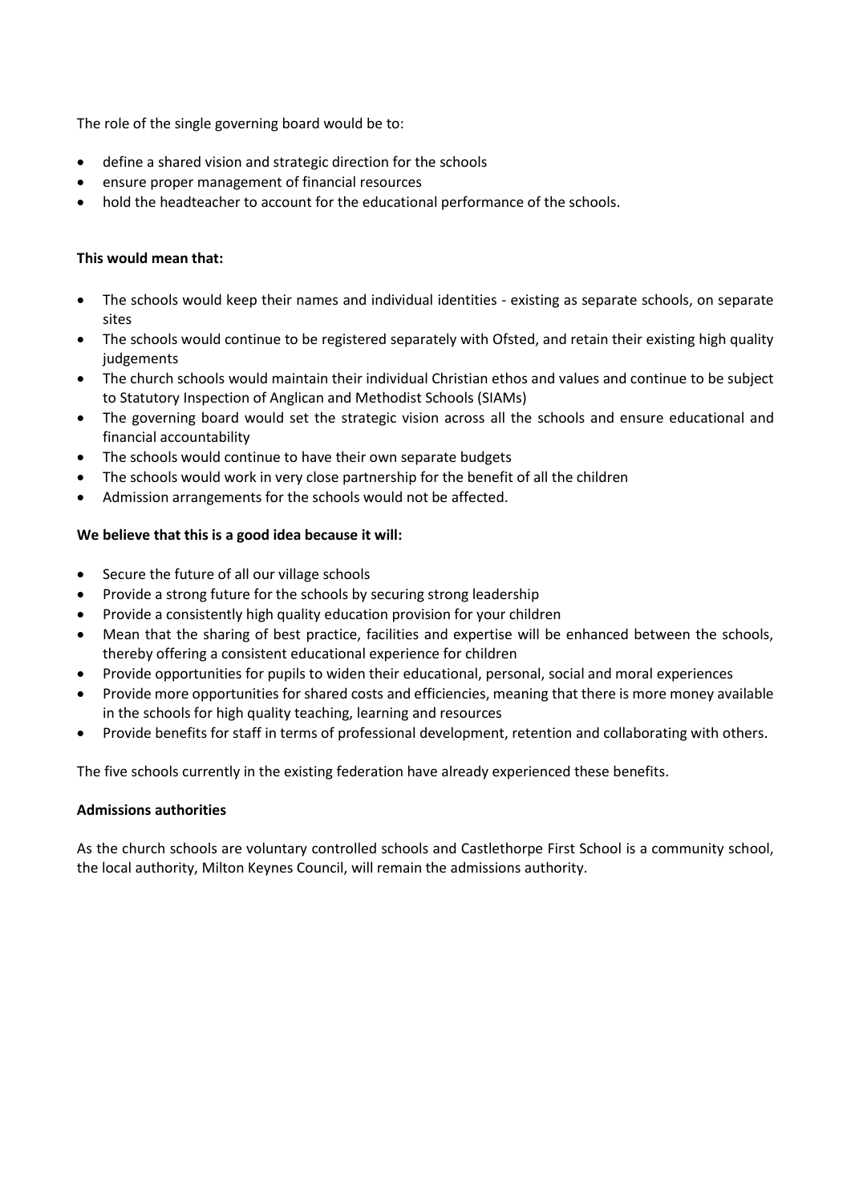The role of the single governing board would be to:

- define a shared vision and strategic direction for the schools
- ensure proper management of financial resources
- hold the headteacher to account for the educational performance of the schools.

**This would mean that:**

- The schools would keep their names and individual identities - existing as separate schools, on separate sites
- The schools would continue to be registered separately with Ofsted, and retain their existing high quality judgements
- The church schools would maintain their individual Christian ethos and values and continue to be subject to Statutory Inspection of Anglican and Methodist Schools (SIAMs)
- The governing board would set the strategic vision across all the schools and ensure educational and financial accountability
- The schools would continue to have their own separate budgets
- The schools would work in very close partnership for the benefit of all the children
- Admission arrangements for the schools would not be affected.

**We believe that this is a good idea because it will:**

- Secure the future of all our village schools
- Provide a strong future for the schools by securing strong leadership
- Provide a consistently high quality education provision for your children
- Mean that the sharing of best practice, facilities and expertise will be enhanced between the schools, thereby offering a consistent educational experience for children
- Provide opportunities for pupils to widen their educational, personal, social and moral experiences
- Provide more opportunities for shared costs and efficiencies, meaning that there is more money available in the schools for high quality teaching, learning and resources
- Provide benefits for staff in terms of professional development, retention and collaborating with others.

The five schools currently in the existing federation have already experienced these benefits.

**Admissions authorities**

As the church schools are voluntary controlled schools and Castlethorpe First School is a community school, the local authority, Milton Keynes Council, will remain the admissions authority.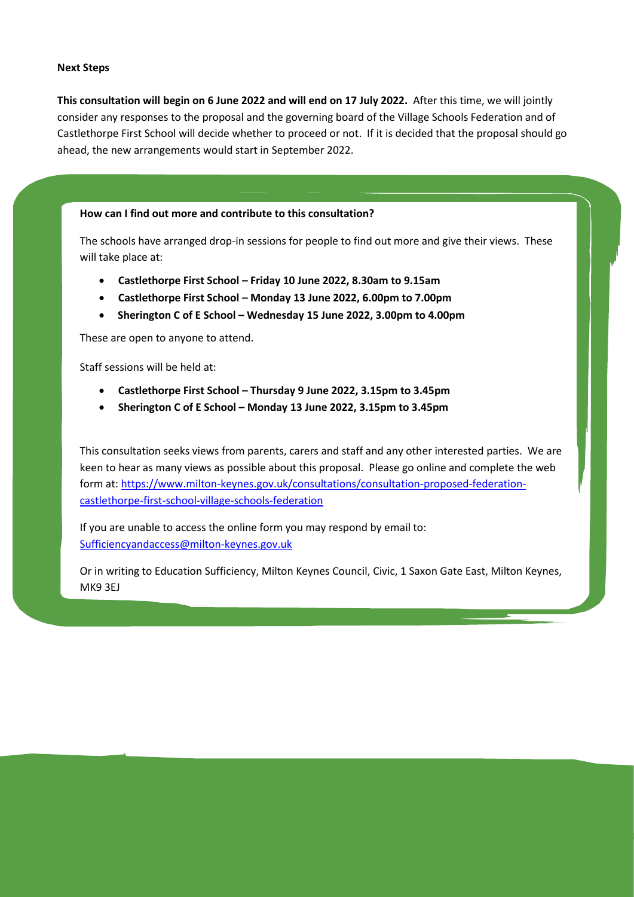**Next Steps**

**This consultation will begin on 6 June 2022 and will end on 17 July 2022.** After this time, we will jointly consider any responses to the proposal and the governing board of the Village Schools Federation and of Castlethorpe First School will decide whether to proceed or not. If it is decided that the proposal should go ahead, the new arrangements would start in September 2022.

**How can I find out more and contribute to this consultation?**

The schools have arranged drop-in sessions for people to find out more and give their views. These will take place at:

- **Castlethorpe First School – Friday 10 June 2022, 8.30am to 9.15am**
- **Castlethorpe First School – Monday 13 June 2022, 6.00pm to 7.00pm**
- **Sherington C of E School – Wednesday 15 June 2022, 3.00pm to 4.00pm**

These are open to anyone to attend.

Staff sessions will be held at:

- **Castlethorpe First School – Thursday 9 June 2022, 3.15pm to 3.45pm**
- **Sherington C of E School – Monday 13 June 2022, 3.15pm to 3.45pm**

This consultation seeks views from parents, carers and staff and any other interested parties. We are keen to hear as many views as possible about this proposal. Please go online and complete the web form at: [https://www.milton-keynes.gov.uk/consultations/consultation-proposed-federation-castlethorpe-first-school-village-schools-federation](https://www.milton-keynes.gov.uk/consultations/consultation-proposed-federation-castlethorpe-first-school-village-schools-federation)

If you are unable to access the online form you may respond by email to: [Sufficiencyandaccess@milton-keynes.gov.uk](mailto:Sufficiencyandaccess@milton-keynes.gov.uk)

Or in writing to Education Sufficiency, Milton Keynes Council, Civic, 1 Saxon Gate East, Milton Keynes, MK9 3EJ